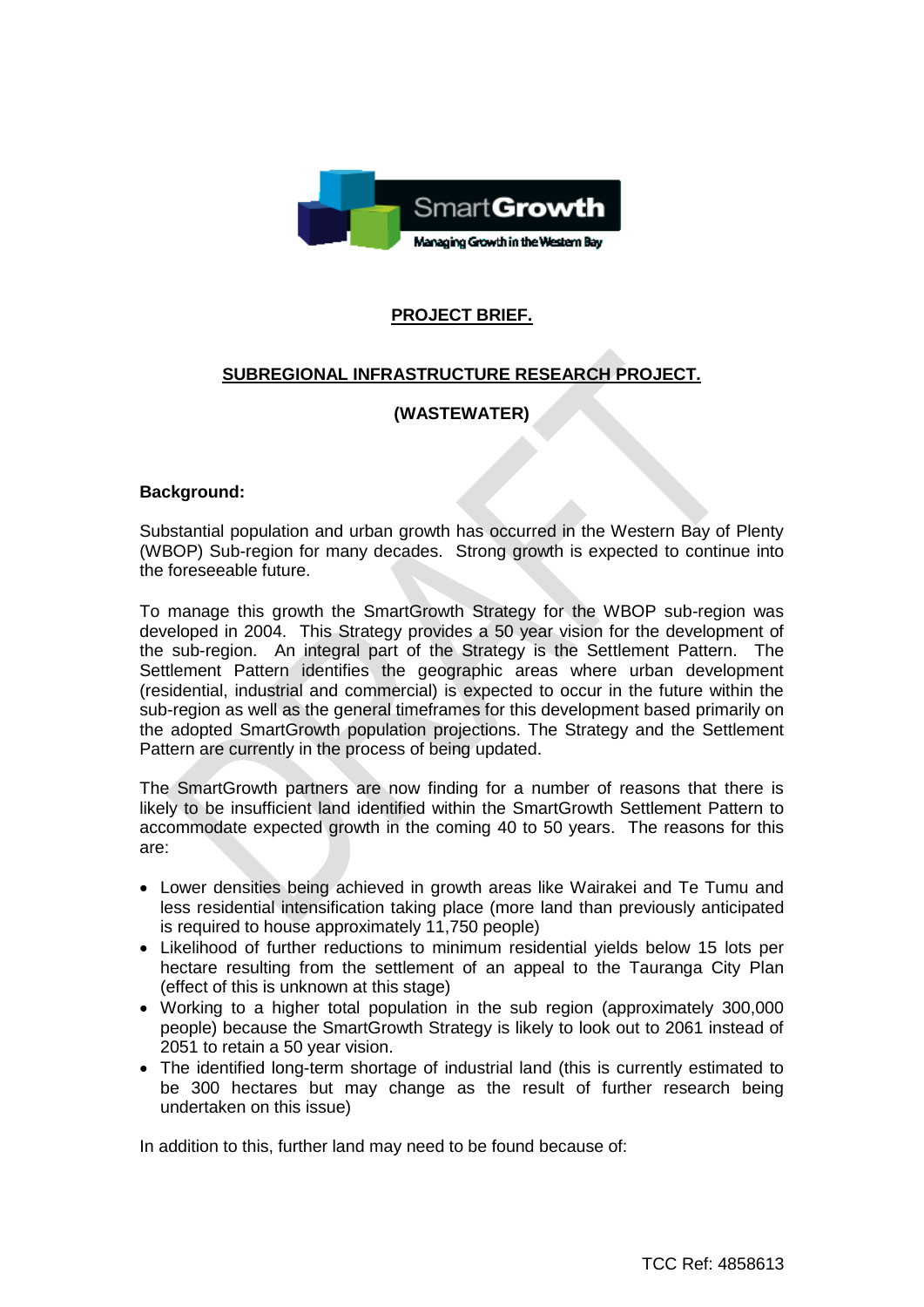**PROJECT BRIEF.**

**SUBREGIONAL INFRASTRUCTURE RESEARCH PROJECT.**

**(WASTEWATER)**

**Background:**

Substantial population and urban growth has occurred in the Western Bay of Plenty (WBOP) Sub-region for many decades. Strong growth is expected to continue into the foreseeable future.

To manage this growth the SmartGrowth Strategy for the WBOP sub-region was developed in 2004. This Strategy provides a 50 year vision for the development of the sub-region. An integral part of the Strategy is the Settlement Pattern. The Settlement Pattern identifies the geographic areas where urban development (residential, industrial and commercial) is expected to occur in the future within the sub-region as well as the general timeframes for this development based primarily on the adopted SmartGrowth population projections. The Strategy and the Settlement Pattern are currently in the process of being updated.

The SmartGrowth partners are now finding for a number of reasons that there is likely to be insufficient land identified within the SmartGrowth Settlement Pattern to accommodate expected growth in the coming 40 to 50 years. The reasons for this are:

- Lower densities being achieved in growth areas like Wairakei and Te Tumu and less residential intensification taking place (more land than previously anticipated is required to house approximately 11,750 people)
- Likelihood of further reductions to minimum residential yields below 15 lots per hectare resulting from the settlement of an appeal to the Tauranga City Plan (effect of this is unknown at this stage)
- Working to a higher total population in the sub region (approximately 300,000 people) because the SmartGrowth Strategy is likely to look out to 2061 instead of 2051 to retain a 50 year vision.
- The identified long-term shortage of industrial land (this is currently estimated to be 300 hectares but may change as the result of further research being undertaken on this issue)

In addition to this, further land may need to be found because of: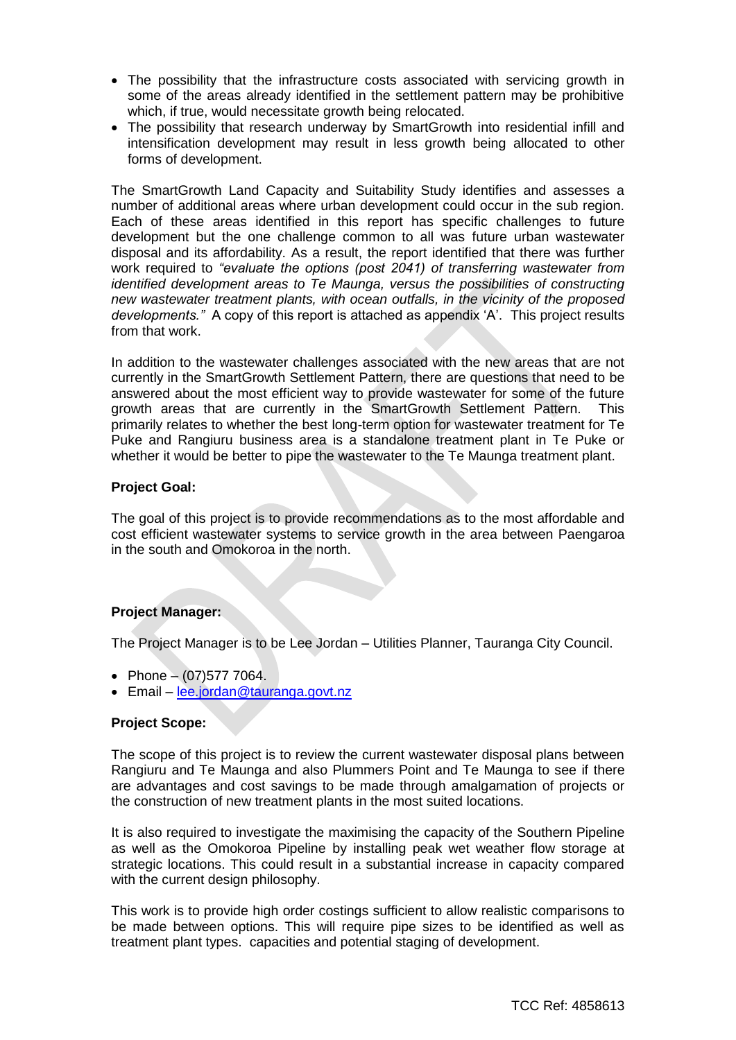- The possibility that the infrastructure costs associated with servicing growth in some of the areas already identified in the settlement pattern may be prohibitive which, if true, would necessitate growth being relocated.
- The possibility that research underway by SmartGrowth into residential infill and intensification development may result in less growth being allocated to other forms of development.

The SmartGrowth Land Capacity and Suitability Study identifies and assesses a number of additional areas where urban development could occur in the sub region. Each of these areas identified in this report has specific challenges to future development but the one challenge common to all was future urban wastewater disposal and its affordability. As a result, the report identified that there was further work required to *"evaluate the options (post 2041) of transferring wastewater from identified development areas to Te Maunga, versus the possibilities of constructing new wastewater treatment plants, with ocean outfalls, in the vicinity of the proposed developments."* A copy of this report is attached as appendix 'A'. This project results from that work.

In addition to the wastewater challenges associated with the new areas that are not currently in the SmartGrowth Settlement Pattern, there are questions that need to be answered about the most efficient way to provide wastewater for some of the future growth areas that are currently in the SmartGrowth Settlement Pattern. This primarily relates to whether the best long-term option for wastewater treatment for Te Puke and Rangiuru business area is a standalone treatment plant in Te Puke or whether it would be better to pipe the wastewater to the Te Maunga treatment plant.

**Project Goal:**

The goal of this project is to provide recommendations as to the most affordable and cost efficient wastewater systems to service growth in the area between Paengaroa in the south and Omokoroa in the north.

**Project Manager:**

The Project Manager is to be Lee Jordan – Utilities Planner, Tauranga City Council.

- Phone – (07)577 7064.
- Email – lee.jordan@tauranga.govt.nz

**Project Scope:**

The scope of this project is to review the current wastewater disposal plans between Rangiuru and Te Maunga and also Plummers Point and Te Maunga to see if there are advantages and cost savings to be made through amalgamation of projects or the construction of new treatment plants in the most suited locations.

It is also required to investigate the maximising the capacity of the Southern Pipeline as well as the Omokoroa Pipeline by installing peak wet weather flow storage at strategic locations. This could result in a substantial increase in capacity compared with the current design philosophy.

This work is to provide high order costings sufficient to allow realistic comparisons to be made between options. This will require pipe sizes to be identified as well as treatment plant types. capacities and potential staging of development.

TCC Ref: 4858613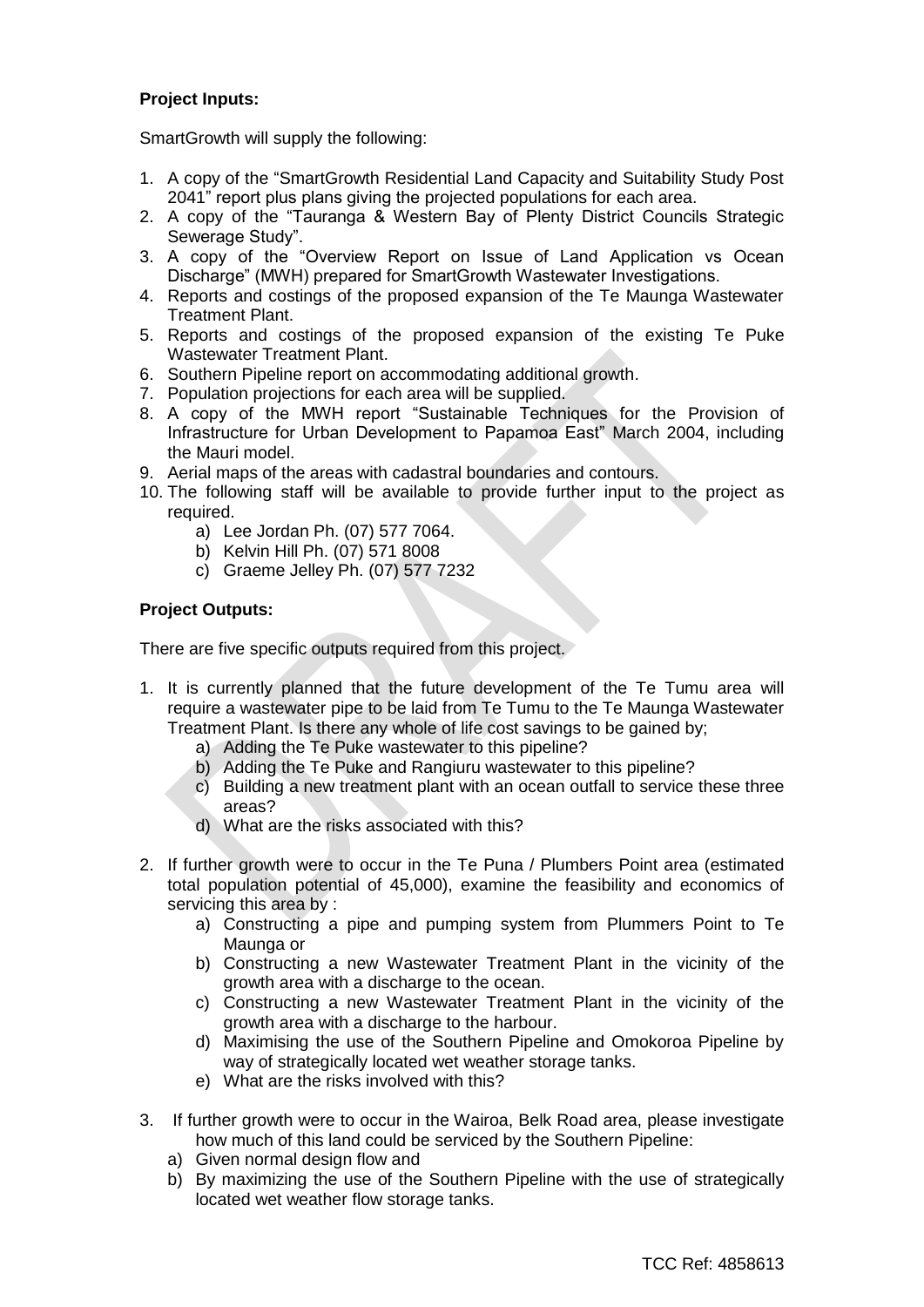**Project Inputs:**

SmartGrowth will supply the following:

1. A copy of the "SmartGrowth Residential Land Capacity and Suitability Study Post 2041" report plus plans giving the projected populations for each area.
2. A copy of the "Tauranga & Western Bay of Plenty District Councils Strategic Sewerage Study".
3. A copy of the "Overview Report on Issue of Land Application vs Ocean Discharge" (MWH) prepared for SmartGrowth Wastewater Investigations.
4. Reports and costings of the proposed expansion of the Te Maunga Wastewater Treatment Plant.
5. Reports and costings of the proposed expansion of the existing Te Puke Wastewater Treatment Plant.
6. Southern Pipeline report on accommodating additional growth.
7. Population projections for each area will be supplied.
8. A copy of the MWH report "Sustainable Techniques for the Provision of Infrastructure for Urban Development to Papamoa East" March 2004, including the Mauri model.
9. Aerial maps of the areas with cadastral boundaries and contours.
10. The following staff will be available to provide further input to the project as required.
    a) Lee Jordan Ph. (07) 577 7064.
    b) Kelvin Hill Ph. (07) 571 8008
    c) Graeme Jelley Ph. (07) 577 7232

**Project Outputs:**

There are five specific outputs required from this project.

1. It is currently planned that the future development of the Te Tumu area will require a wastewater pipe to be laid from Te Tumu to the Te Maunga Wastewater Treatment Plant. Is there any whole of life cost savings to be gained by;
    a) Adding the Te Puke wastewater to this pipeline?
    b) Adding the Te Puke and Rangiuru wastewater to this pipeline?
    c) Building a new treatment plant with an ocean outfall to service these three areas?
    d) What are the risks associated with this?

2. If further growth were to occur in the Te Puna / Plumbers Point area (estimated total population potential of 45,000), examine the feasibility and economics of servicing this area by :
    a) Constructing a pipe and pumping system from Plummers Point to Te Maunga or
    b) Constructing a new Wastewater Treatment Plant in the vicinity of the growth area with a discharge to the ocean.
    c) Constructing a new Wastewater Treatment Plant in the vicinity of the growth area with a discharge to the harbour.
    d) Maximising the use of the Southern Pipeline and Omokoroa Pipeline by way of strategically located wet weather storage tanks.
    e) What are the risks involved with this?

3. If further growth were to occur in the Wairoa, Belk Road area, please investigate how much of this land could be serviced by the Southern Pipeline:
    a) Given normal design flow and
    b) By maximizing the use of the Southern Pipeline with the use of strategically located wet weather flow storage tanks.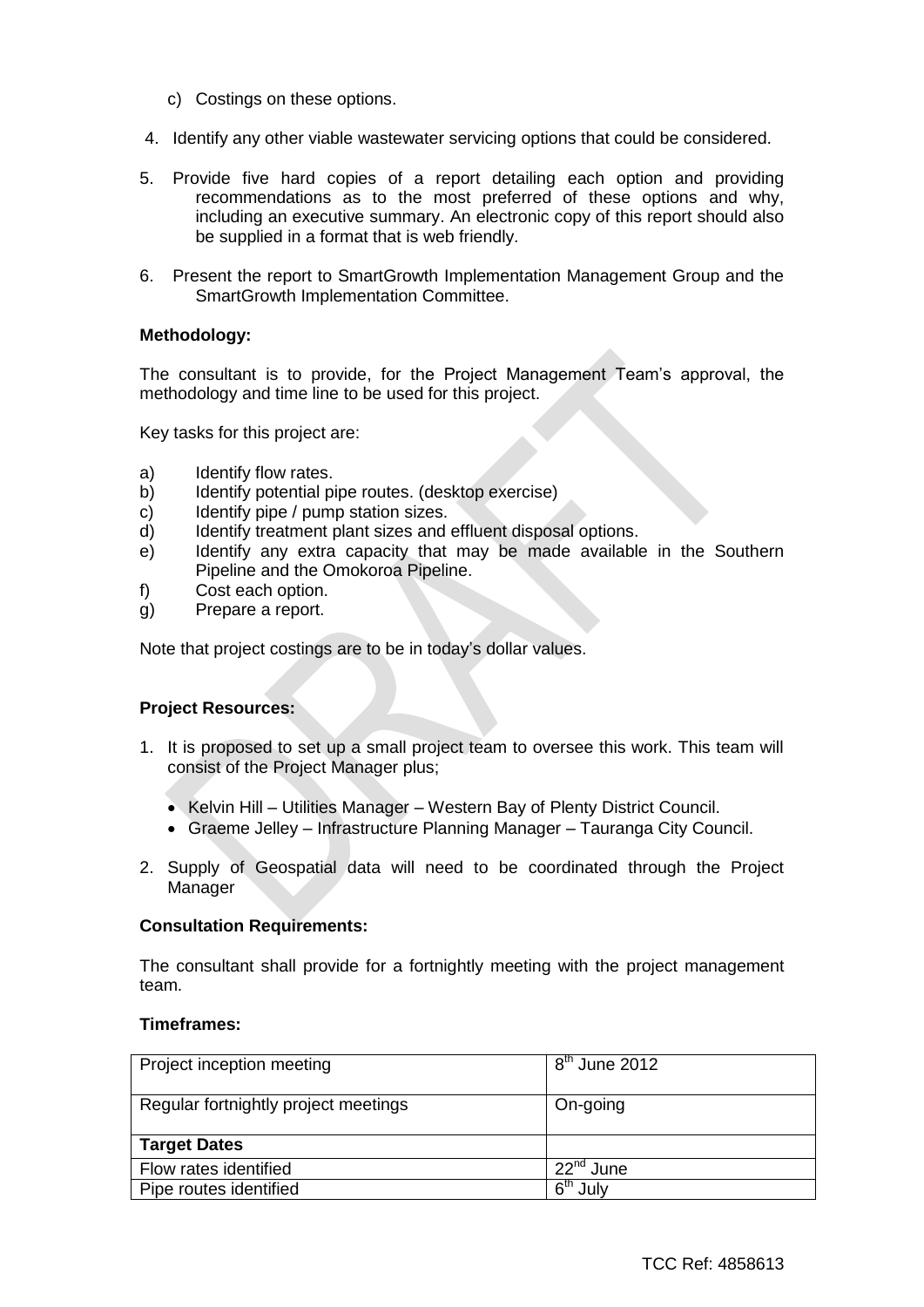c) Costings on these options.

4. Identify any other viable wastewater servicing options that could be considered.

5. Provide five hard copies of a report detailing each option and providing recommendations as to the most preferred of these options and why, including an executive summary. An electronic copy of this report should also be supplied in a format that is web friendly.

6. Present the report to SmartGrowth Implementation Management Group and the SmartGrowth Implementation Committee.

**Methodology:**

The consultant is to provide, for the Project Management Team's approval, the methodology and time line to be used for this project.

Key tasks for this project are:

a) Identify flow rates.
b) Identify potential pipe routes. (desktop exercise)
c) Identify pipe / pump station sizes.
d) Identify treatment plant sizes and effluent disposal options.
e) Identify any extra capacity that may be made available in the Southern Pipeline and the Omokoroa Pipeline.
f) Cost each option.
g) Prepare a report.

Note that project costings are to be in today's dollar values.

**Project Resources:**

1. It is proposed to set up a small project team to oversee this work. This team will consist of the Project Manager plus;
   - Kelvin Hill – Utilities Manager – Western Bay of Plenty District Council.
   - Graeme Jelley – Infrastructure Planning Manager – Tauranga City Council.

2. Supply of Geospatial data will need to be coordinated through the Project Manager

**Consultation Requirements:**

The consultant shall provide for a fortnightly meeting with the project management team.

**Timeframes:**

| Project inception meeting | 8th June 2012 |
|---|---|
| Regular fortnightly project meetings | On-going |
| **Target Dates** | |
| Flow rates identified | 22nd June |
| Pipe routes identified | 6th July |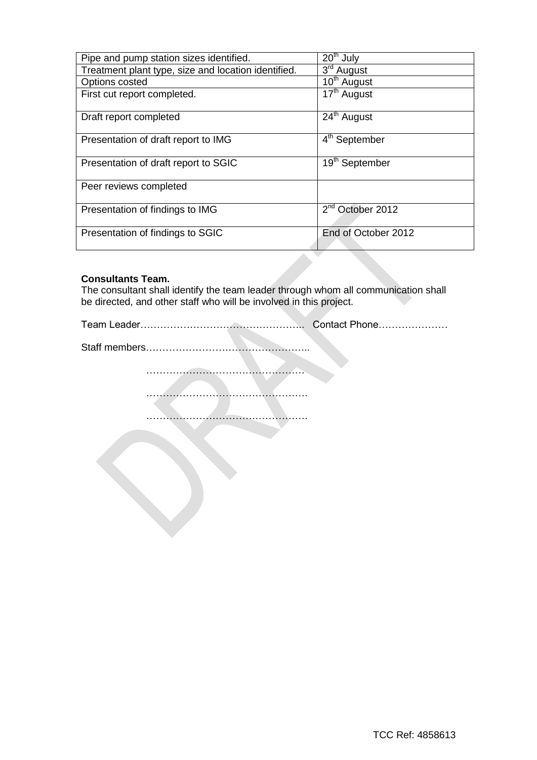| | |
|---|---|
| Pipe and pump station sizes identified. | 20th July |
| Treatment plant type, size and location identified. | 3rd August |
| Options costed | 10th August |
| First cut report completed. | 17th August |
| Draft report completed | 24th August |
| Presentation of draft report to IMG | 4th September |
| Presentation of draft report to SGIC | 19th September |
| Peer reviews completed | |
| Presentation of findings to IMG | 2nd October 2012 |
| Presentation of findings to SGIC | End of October 2012 |

**Consultants Team.**
The consultant shall identify the team leader through whom all communication shall be directed, and other staff who will be involved in this project.

Team Leader………………………………………….. Contact Phone…………………

Staff members…………………………………………..

…………………………………………

…………………………………………

…………………………………………

TCC Ref: 4858613